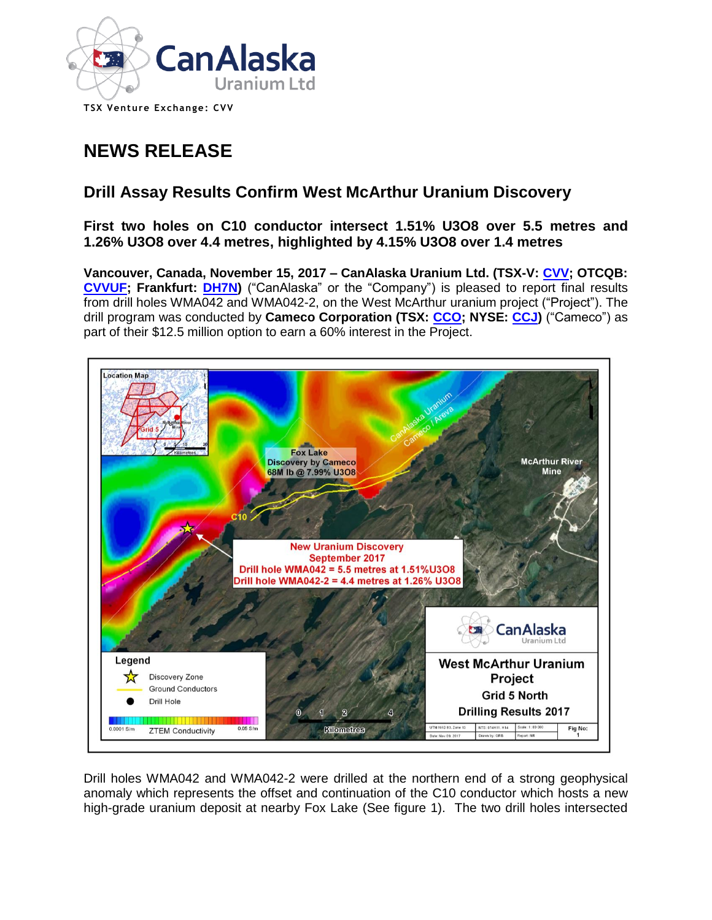TSX Venture Exchange: CVV

# NEWS RELEASE

## Drill Assay Results Confirm West McArthur Uranium Discovery

**First two holes on C10 conductor intersect 1.51% U3O8 over 5.5 metres and 1.26% U3O8 over 4.4 metres, highlighted by 4.15% U3O8 over 1.4 metres**

**Vancouver, Canada, November 15, 2017 – CanAlaska Uranium Ltd. (TSX-V: CVV; OTCQB: CVVUF; Frankfurt: DH7N)** ("CanAlaska" or the "Company") is pleased to report final results from drill holes WMA042 and WMA042-2, on the West McArthur uranium project ("Project"). The drill program was conducted by **Cameco Corporation (TSX: CCO; NYSE: CCJ)** ("Cameco") as part of their $12.5 million option to earn a 60% interest in the Project.

Drill holes WMA042 and WMA042-2 were drilled at the northern end of a strong geophysical anomaly which represents the offset and continuation of the C10 conductor which hosts a new high-grade uranium deposit at nearby Fox Lake (See figure 1). The two drill holes intersected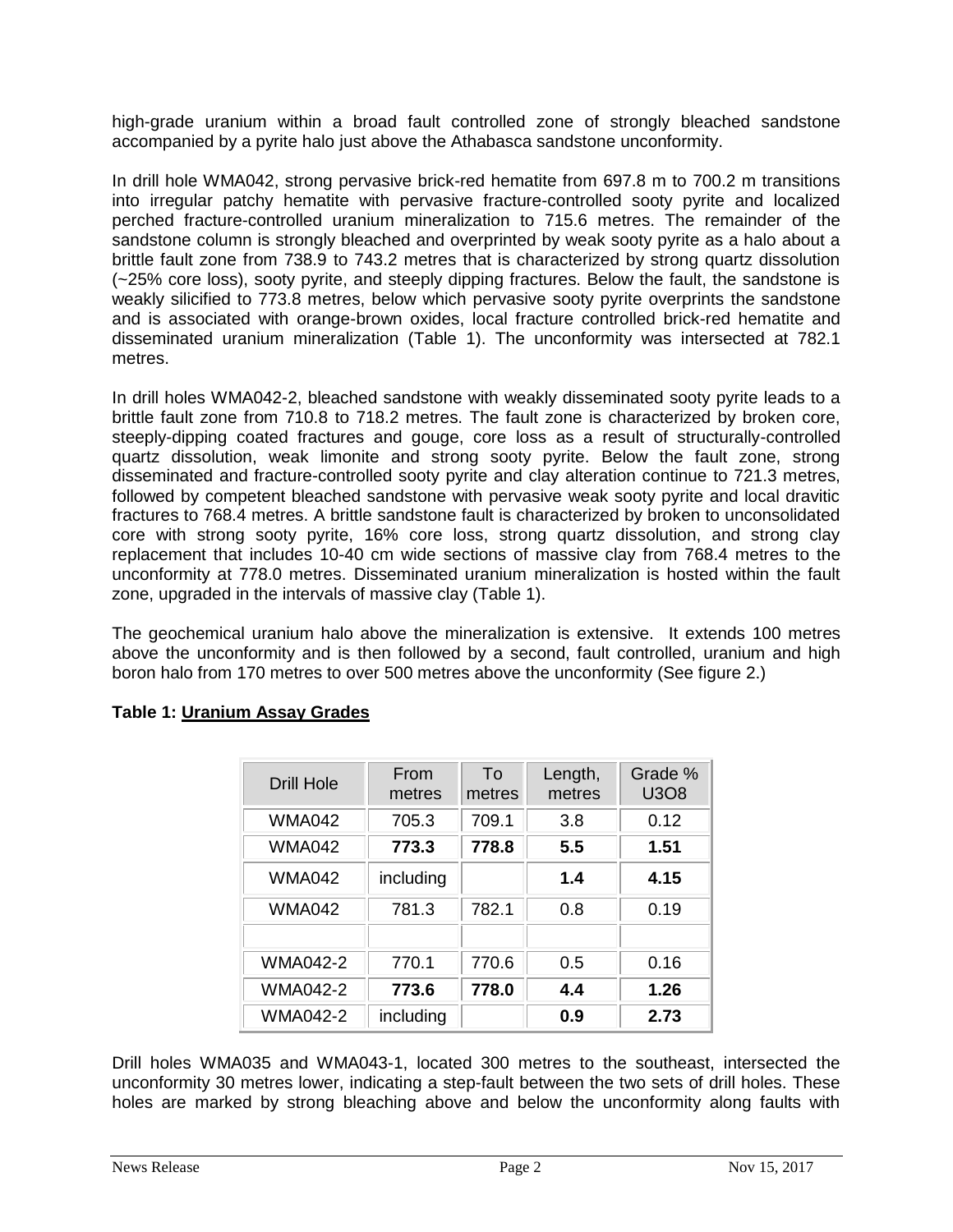high-grade uranium within a broad fault controlled zone of strongly bleached sandstone accompanied by a pyrite halo just above the Athabasca sandstone unconformity.

In drill hole WMA042, strong pervasive brick-red hematite from 697.8 m to 700.2 m transitions into irregular patchy hematite with pervasive fracture-controlled sooty pyrite and localized perched fracture-controlled uranium mineralization to 715.6 metres. The remainder of the sandstone column is strongly bleached and overprinted by weak sooty pyrite as a halo about a brittle fault zone from 738.9 to 743.2 metres that is characterized by strong quartz dissolution (~25% core loss), sooty pyrite, and steeply dipping fractures. Below the fault, the sandstone is weakly silicified to 773.8 metres, below which pervasive sooty pyrite overprints the sandstone and is associated with orange-brown oxides, local fracture controlled brick-red hematite and disseminated uranium mineralization (Table 1). The unconformity was intersected at 782.1 metres.

In drill holes WMA042-2, bleached sandstone with weakly disseminated sooty pyrite leads to a brittle fault zone from 710.8 to 718.2 metres. The fault zone is characterized by broken core, steeply-dipping coated fractures and gouge, core loss as a result of structurally-controlled quartz dissolution, weak limonite and strong sooty pyrite. Below the fault zone, strong disseminated and fracture-controlled sooty pyrite and clay alteration continue to 721.3 metres, followed by competent bleached sandstone with pervasive weak sooty pyrite and local dravitic fractures to 768.4 metres. A brittle sandstone fault is characterized by broken to unconsolidated core with strong sooty pyrite, 16% core loss, strong quartz dissolution, and strong clay replacement that includes 10-40 cm wide sections of massive clay from 768.4 metres to the unconformity at 778.0 metres. Disseminated uranium mineralization is hosted within the fault zone, upgraded in the intervals of massive clay (Table 1).

The geochemical uranium halo above the mineralization is extensive. It extends 100 metres above the unconformity and is then followed by a second, fault controlled, uranium and high boron halo from 170 metres to over 500 metres above the unconformity (See figure 2.)

**Table 1: Uranium Assay Grades**

| Drill Hole | From metres | To metres | Length, metres | Grade % $U_3O_8$ |
|---|---|---|---|---|
| WMA042 | 705.3 | 709.1 | 3.8 | 0.12 |
| WMA042 | **773.3** | **778.8** | **5.5** | **1.51** |
| WMA042 | including | | **1.4** | **4.15** |
| WMA042 | 781.3 | 782.1 | 0.8 | 0.19 |
| | | | | |
| WMA042-2 | 770.1 | 770.6 | 0.5 | 0.16 |
| WMA042-2 | **773.6** | **778.0** | **4.4** | **1.26** |
| WMA042-2 | including | | **0.9** | **2.73** |

Drill holes WMA035 and WMA043-1, located 300 metres to the southeast, intersected the unconformity 30 metres lower, indicating a step-fault between the two sets of drill holes. These holes are marked by strong bleaching above and below the unconformity along faults with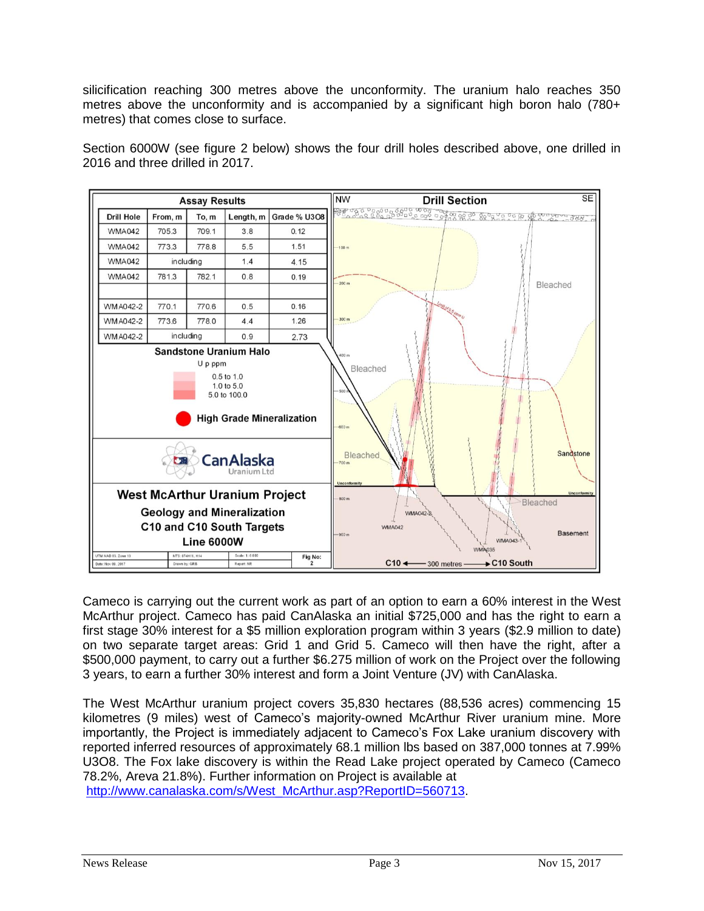silicification reaching 300 metres above the unconformity. The uranium halo reaches 350 metres above the unconformity and is accompanied by a significant high boron halo (780+ metres) that comes close to surface.

Section 6000W (see figure 2 below) shows the four drill holes described above, one drilled in 2016 and three drilled in 2017.

**Assay Results**

| Drill Hole | From, m | To, m | Length, m | Grade % U3O8 |
|---|---|---|---|---|
| WMA042 | 705.3 | 709.1 | 3.8 | 0.12 |
| WMA042 | 773.3 | 778.8 | 5.5 | 1.51 |
| WMA042 | including | | 1.4 | 4.15 |
| WMA042 | 781.3 | 782.1 | 0.8 | 0.19 |
| | | | | |
| WMA042-2 | 770.1 | 770.6 | 0.5 | 0.16 |
| WMA042-2 | 773.6 | 778.0 | 4.4 | 1.26 |
| WMA042-2 | including | | 0.9 | 2.73 |

**Sandstone Uranium Halo**

U p ppm
- 0.5 to 1.0
- 1.0 to 5.0
- 5.0 to 100.0

**High Grade Mineralization**

CanAlaska Uranium Ltd

**West McArthur Uranium Project**

**Geology and Mineralization**
**C10 and C10 South Targets**
**Line 6000W**

Fig No: 2

Cameco is carrying out the current work as part of an option to earn a 60% interest in the West McArthur project. Cameco has paid CanAlaska an initial $725,000 and has the right to earn a first stage 30% interest for a $5 million exploration program within 3 years ($2.9 million to date) on two separate target areas: Grid 1 and Grid 5. Cameco will then have the right, after a $500,000 payment, to carry out a further $6.275 million of work on the Project over the following 3 years, to earn a further 30% interest and form a Joint Venture (JV) with CanAlaska.

The West McArthur uranium project covers 35,830 hectares (88,536 acres) commencing 15 kilometres (9 miles) west of Cameco's majority-owned McArthur River uranium mine. More importantly, the Project is immediately adjacent to Cameco's Fox Lake uranium discovery with reported inferred resources of approximately 68.1 million lbs based on 387,000 tonnes at 7.99% U3O8. The Fox lake discovery is within the Read Lake project operated by Cameco (Cameco 78.2%, Areva 21.8%). Further information on Project is available at http://www.canalaska.com/s/West_McArthur.asp?ReportID=560713.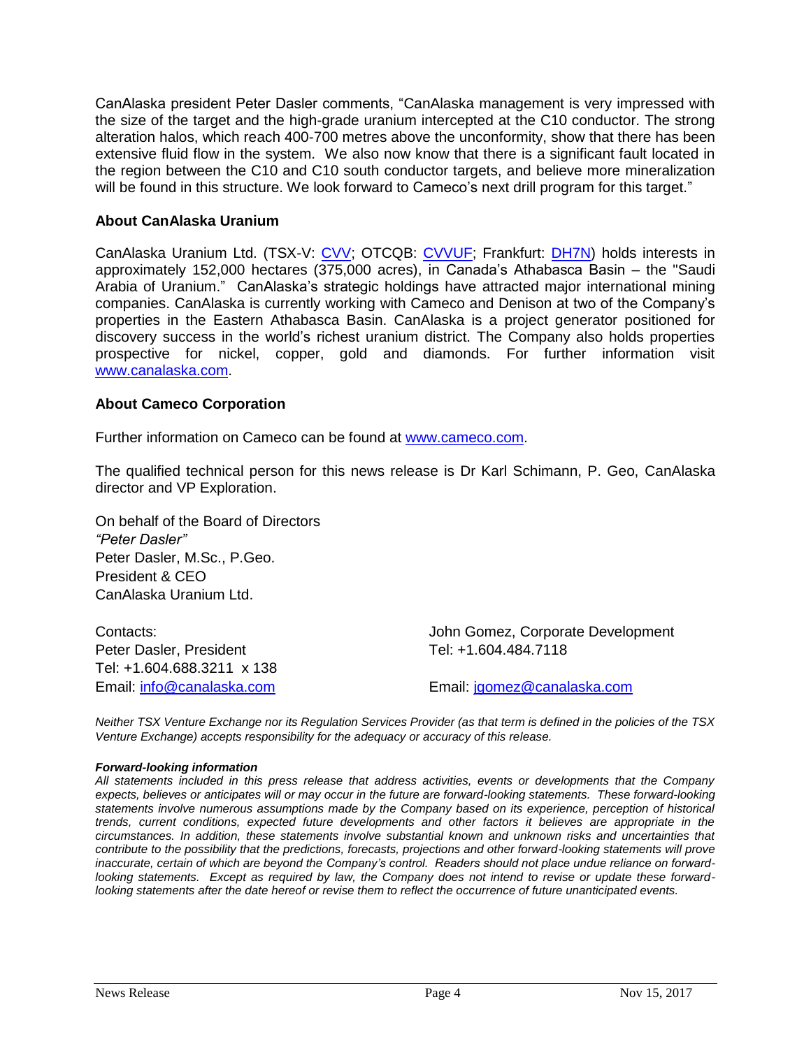CanAlaska president Peter Dasler comments, "CanAlaska management is very impressed with the size of the target and the high-grade uranium intercepted at the C10 conductor. The strong alteration halos, which reach 400-700 metres above the unconformity, show that there has been extensive fluid flow in the system. We also now know that there is a significant fault located in the region between the C10 and C10 south conductor targets, and believe more mineralization will be found in this structure. We look forward to Cameco's next drill program for this target."

### About CanAlaska Uranium

CanAlaska Uranium Ltd. (TSX-V: CVV; OTCQB: CVVUF; Frankfurt: DH7N) holds interests in approximately 152,000 hectares (375,000 acres), in Canada's Athabasca Basin – the "Saudi Arabia of Uranium." CanAlaska's strategic holdings have attracted major international mining companies. CanAlaska is currently working with Cameco and Denison at two of the Company's properties in the Eastern Athabasca Basin. CanAlaska is a project generator positioned for discovery success in the world's richest uranium district. The Company also holds properties prospective for nickel, copper, gold and diamonds. For further information visit www.canalaska.com.

### About Cameco Corporation

Further information on Cameco can be found at www.cameco.com.

The qualified technical person for this news release is Dr Karl Schimann, P. Geo, CanAlaska director and VP Exploration.

On behalf of the Board of Directors
*"Peter Dasler"*
Peter Dasler, M.Sc., P.Geo.
President & CEO
CanAlaska Uranium Ltd.

Contacts:
Peter Dasler, President
Tel: +1.604.688.3211 x 138
Email: info@canalaska.com

John Gomez, Corporate Development
Tel: +1.604.484.7118
Email: jgomez@canalaska.com

*Neither TSX Venture Exchange nor its Regulation Services Provider (as that term is defined in the policies of the TSX Venture Exchange) accepts responsibility for the adequacy or accuracy of this release.*

***Forward-looking information***
*All statements included in this press release that address activities, events or developments that the Company expects, believes or anticipates will or may occur in the future are forward-looking statements. These forward-looking statements involve numerous assumptions made by the Company based on its experience, perception of historical trends, current conditions, expected future developments and other factors it believes are appropriate in the circumstances. In addition, these statements involve substantial known and unknown risks and uncertainties that contribute to the possibility that the predictions, forecasts, projections and other forward-looking statements will prove inaccurate, certain of which are beyond the Company's control. Readers should not place undue reliance on forward-looking statements. Except as required by law, the Company does not intend to revise or update these forward-looking statements after the date hereof or revise them to reflect the occurrence of future unanticipated events.*